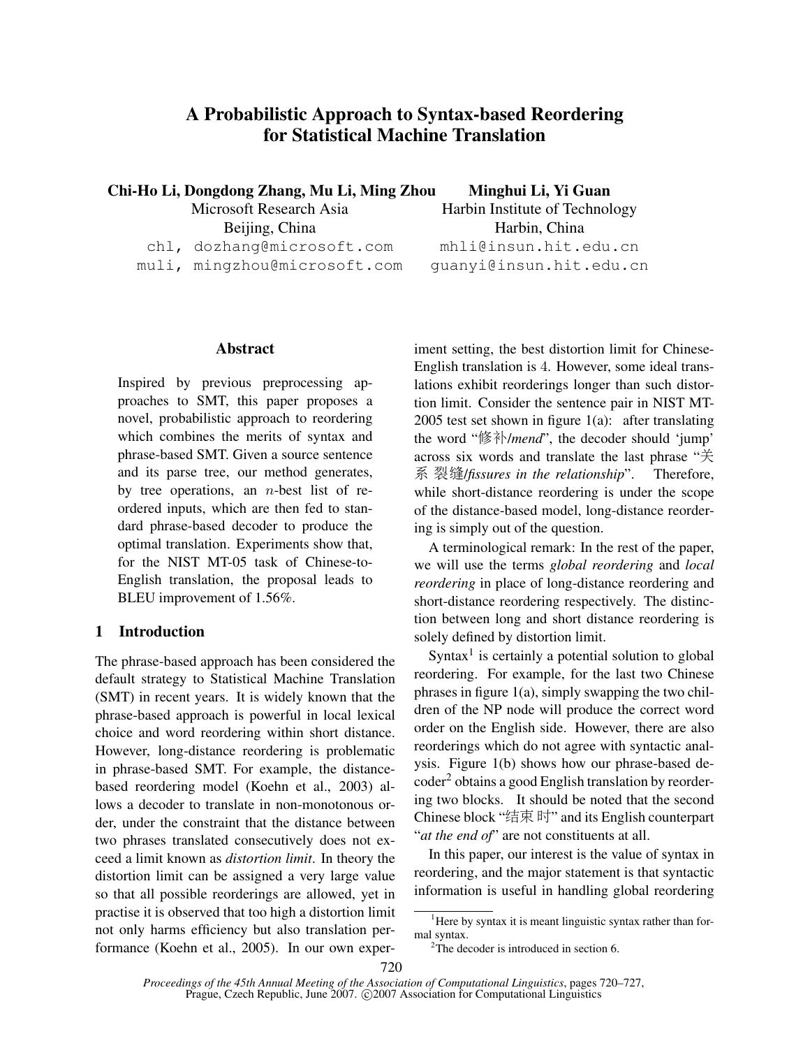# A Probabilistic Approach to Syntax-based Reordering for Statistical Machine Translation

**Chi-Ho Li, Dongdong Zhang, Mu Li, Ming Zhou**
Microsoft Research Asia
Beijing, China
chl, dozhang@microsoft.com
muli, mingzhou@microsoft.com

**Minghui Li, Yi Guan**
Harbin Institute of Technology
Harbin, China
mhli@insun.hit.edu.cn
guanyi@insun.hit.edu.cn

## Abstract

Inspired by previous preprocessing approaches to SMT, this paper proposes a novel, probabilistic approach to reordering which combines the merits of syntax and phrase-based SMT. Given a source sentence and its parse tree, our method generates, by tree operations, an $n$-best list of reordered inputs, which are then fed to standard phrase-based decoder to produce the optimal translation. Experiments show that, for the NIST MT-05 task of Chinese-to-English translation, the proposal leads to BLEU improvement of 1.56%.

## 1 Introduction

The phrase-based approach has been considered the default strategy to Statistical Machine Translation (SMT) in recent years. It is widely known that the phrase-based approach is powerful in local lexical choice and word reordering within short distance. However, long-distance reordering is problematic in phrase-based SMT. For example, the distance-based reordering model (Koehn et al., 2003) allows a decoder to translate in non-monotonous order, under the constraint that the distance between two phrases translated consecutively does not exceed a limit known as *distortion limit*. In theory the distortion limit can be assigned a very large value so that all possible reorderings are allowed, yet in practise it is observed that too high a distortion limit not only harms efficiency but also translation performance (Koehn et al., 2005). In our own experiment setting, the best distortion limit for Chinese-English translation is 4. However, some ideal translations exhibit reorderings longer than such distortion limit. Consider the sentence pair in NIST MT-2005 test set shown in figure 1(a): after translating the word "修补/*mend*", the decoder should 'jump' across six words and translate the last phrase "关系 裂缝/*fissures in the relationship*". Therefore, while short-distance reordering is under the scope of the distance-based model, long-distance reordering is simply out of the question.

A terminological remark: In the rest of the paper, we will use the terms *global reordering* and *local reordering* in place of long-distance reordering and short-distance reordering respectively. The distinction between long and short distance reordering is solely defined by distortion limit.

Syntax[1] is certainly a potential solution to global reordering. For example, for the last two Chinese phrases in figure 1(a), simply swapping the two children of the NP node will produce the correct word order on the English side. However, there are also reorderings which do not agree with syntactic analysis. Figure 1(b) shows how our phrase-based decoder[2] obtains a good English translation by reordering two blocks. It should be noted that the second Chinese block "结束 时" and its English counterpart "*at the end of*" are not constituents at all.

In this paper, our interest is the value of syntax in reordering, and the major statement is that syntactic information is useful in handling global reordering

[1] Here by syntax it is meant linguistic syntax rather than formal syntax.

[2] The decoder is introduced in section 6.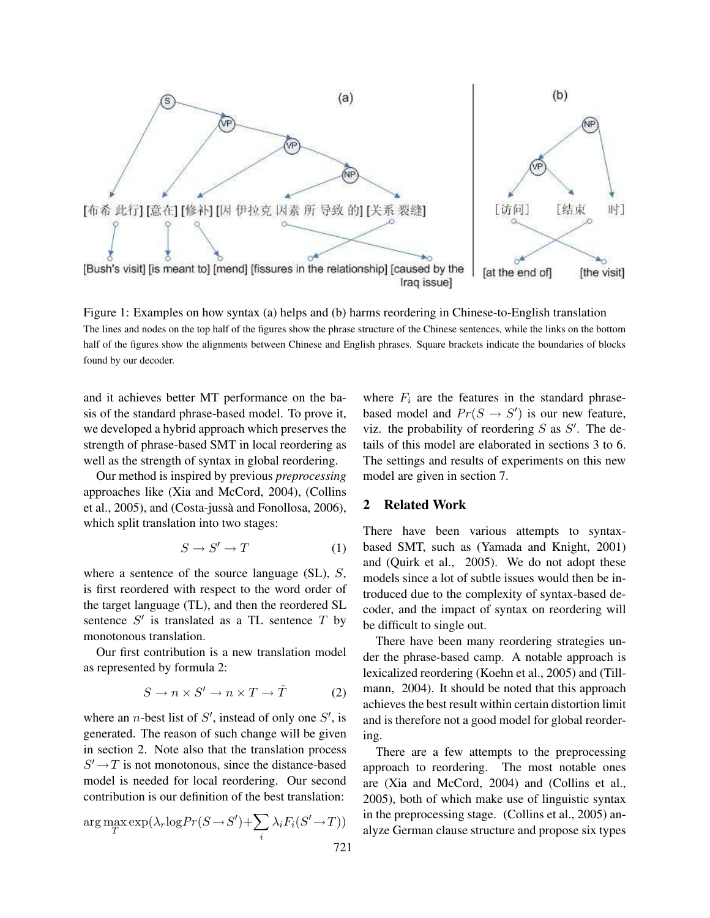Figure 1: Examples on how syntax (a) helps and (b) harms reordering in Chinese-to-English translation
The lines and nodes on the top half of the figures show the phrase structure of the Chinese sentences, while the links on the bottom half of the figures show the alignments between Chinese and English phrases. Square brackets indicate the boundaries of blocks found by our decoder.

and it achieves better MT performance on the basis of the standard phrase-based model. To prove it, we developed a hybrid approach which preserves the strength of phrase-based SMT in local reordering as well as the strength of syntax in global reordering.

Our method is inspired by previous *preprocessing* approaches like (Xia and McCord, 2004), (Collins et al., 2005), and (Costa-jussà and Fonollosa, 2006), which split translation into two stages:

$$S \rightarrow S' \rightarrow T \tag{1}$$

where a sentence of the source language (SL), $S$, is first reordered with respect to the word order of the target language (TL), and then the reordered SL sentence $S'$ is translated as a TL sentence $T$ by monotonous translation.

Our first contribution is a new translation model as represented by formula 2:

$$S \rightarrow n \times S' \rightarrow n \times T \rightarrow \hat{T} \tag{2}$$

where an $n$-best list of $S'$, instead of only one $S'$, is generated. The reason of such change will be given in section 2. Note also that the translation process $S' \rightarrow T$ is not monotonous, since the distance-based model is needed for local reordering. Our second contribution is our definition of the best translation:

$$\arg\max_T \exp(\lambda_r \log Pr(S \rightarrow S') + \sum_i \lambda_i F_i(S' \rightarrow T))$$

where $F_i$ are the features in the standard phrase-based model and $Pr(S \rightarrow S')$ is our new feature, viz. the probability of reordering $S$ as $S'$. The details of this model are elaborated in sections 3 to 6. The settings and results of experiments on this new model are given in section 7.

## 2 Related Work

There have been various attempts to syntax-based SMT, such as (Yamada and Knight, 2001) and (Quirk et al., 2005). We do not adopt these models since a lot of subtle issues would then be introduced due to the complexity of syntax-based decoder, and the impact of syntax on reordering will be difficult to single out.

There have been many reordering strategies under the phrase-based camp. A notable approach is lexicalized reordering (Koehn et al., 2005) and (Tillmann, 2004). It should be noted that this approach achieves the best result within certain distortion limit and is therefore not a good model for global reordering.

There are a few attempts to the preprocessing approach to reordering. The most notable ones are (Xia and McCord, 2004) and (Collins et al., 2005), both of which make use of linguistic syntax in the preprocessing stage. (Collins et al., 2005) analyze German clause structure and propose six types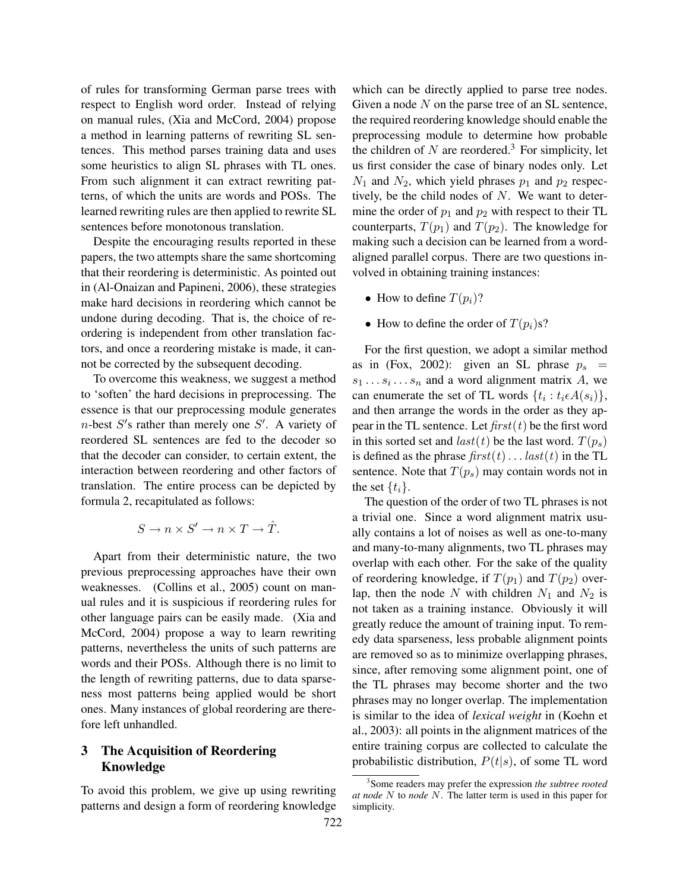of rules for transforming German parse trees with respect to English word order. Instead of relying on manual rules, (Xia and McCord, 2004) propose a method in learning patterns of rewriting SL sentences. This method parses training data and uses some heuristics to align SL phrases with TL ones. From such alignment it can extract rewriting patterns, of which the units are words and POSs. The learned rewriting rules are then applied to rewrite SL sentences before monotonous translation.

Despite the encouraging results reported in these papers, the two attempts share the same shortcoming that their reordering is deterministic. As pointed out in (Al-Onaizan and Papineni, 2006), these strategies make hard decisions in reordering which cannot be undone during decoding. That is, the choice of reordering is independent from other translation factors, and once a reordering mistake is made, it cannot be corrected by the subsequent decoding.

To overcome this weakness, we suggest a method to 'soften' the hard decisions in preprocessing. The essence is that our preprocessing module generates $n$-best $S'$s rather than merely one $S'$. A variety of reordered SL sentences are fed to the decoder so that the decoder can consider, to certain extent, the interaction between reordering and other factors of translation. The entire process can be depicted by formula 2, recapitulated as follows:

$$S \rightarrow n \times S' \rightarrow n \times T \rightarrow \hat{T}.$$

Apart from their deterministic nature, the two previous preprocessing approaches have their own weaknesses. (Collins et al., 2005) count on manual rules and it is suspicious if reordering rules for other language pairs can be easily made. (Xia and McCord, 2004) propose a way to learn rewriting patterns, nevertheless the units of such patterns are words and their POSs. Although there is no limit to the length of rewriting patterns, due to data sparseness most patterns being applied would be short ones. Many instances of global reordering are therefore left unhandled.

## 3 The Acquisition of Reordering Knowledge

To avoid this problem, we give up using rewriting patterns and design a form of reordering knowledge which can be directly applied to parse tree nodes. Given a node $N$ on the parse tree of an SL sentence, the required reordering knowledge should enable the preprocessing module to determine how probable the children of $N$ are reordered.[3] For simplicity, let us first consider the case of binary nodes only. Let $N_1$ and $N_2$, which yield phrases $p_1$ and $p_2$ respectively, be the child nodes of $N$. We want to determine the order of $p_1$ and $p_2$ with respect to their TL counterparts, $T(p_1)$ and $T(p_2)$. The knowledge for making such a decision can be learned from a word-aligned parallel corpus. There are two questions involved in obtaining training instances:

- How to define $T(p_i)$?
- How to define the order of $T(p_i)$s?

For the first question, we adopt a similar method as in (Fox, 2002): given an SL phrase $p_s = s_1 \ldots s_i \ldots s_n$ and a word alignment matrix $A$, we can enumerate the set of TL words $\{t_i : t_i \epsilon A(s_i)\}$, and then arrange the words in the order as they appear in the TL sentence. Let $first(t)$ be the first word in this sorted set and $last(t)$ be the last word. $T(p_s)$ is defined as the phrase $first(t) \ldots last(t)$ in the TL sentence. Note that $T(p_s)$ may contain words not in the set $\{t_i\}$.

The question of the order of two TL phrases is not a trivial one. Since a word alignment matrix usually contains a lot of noises as well as one-to-many and many-to-many alignments, two TL phrases may overlap with each other. For the sake of the quality of reordering knowledge, if $T(p_1)$ and $T(p_2)$ overlap, then the node $N$ with children $N_1$ and $N_2$ is not taken as a training instance. Obviously it will greatly reduce the amount of training input. To remedy data sparseness, less probable alignment points are removed so as to minimize overlapping phrases, since, after removing some alignment point, one of the TL phrases may become shorter and the two phrases may no longer overlap. The implementation is similar to the idea of *lexical weight* in (Koehn et al., 2003): all points in the alignment matrices of the entire training corpus are collected to calculate the probabilistic distribution, $P(t|s)$, of some TL word

[3]Some readers may prefer the expression *the subtree rooted at node $N$* to *node $N$*. The latter term is used in this paper for simplicity.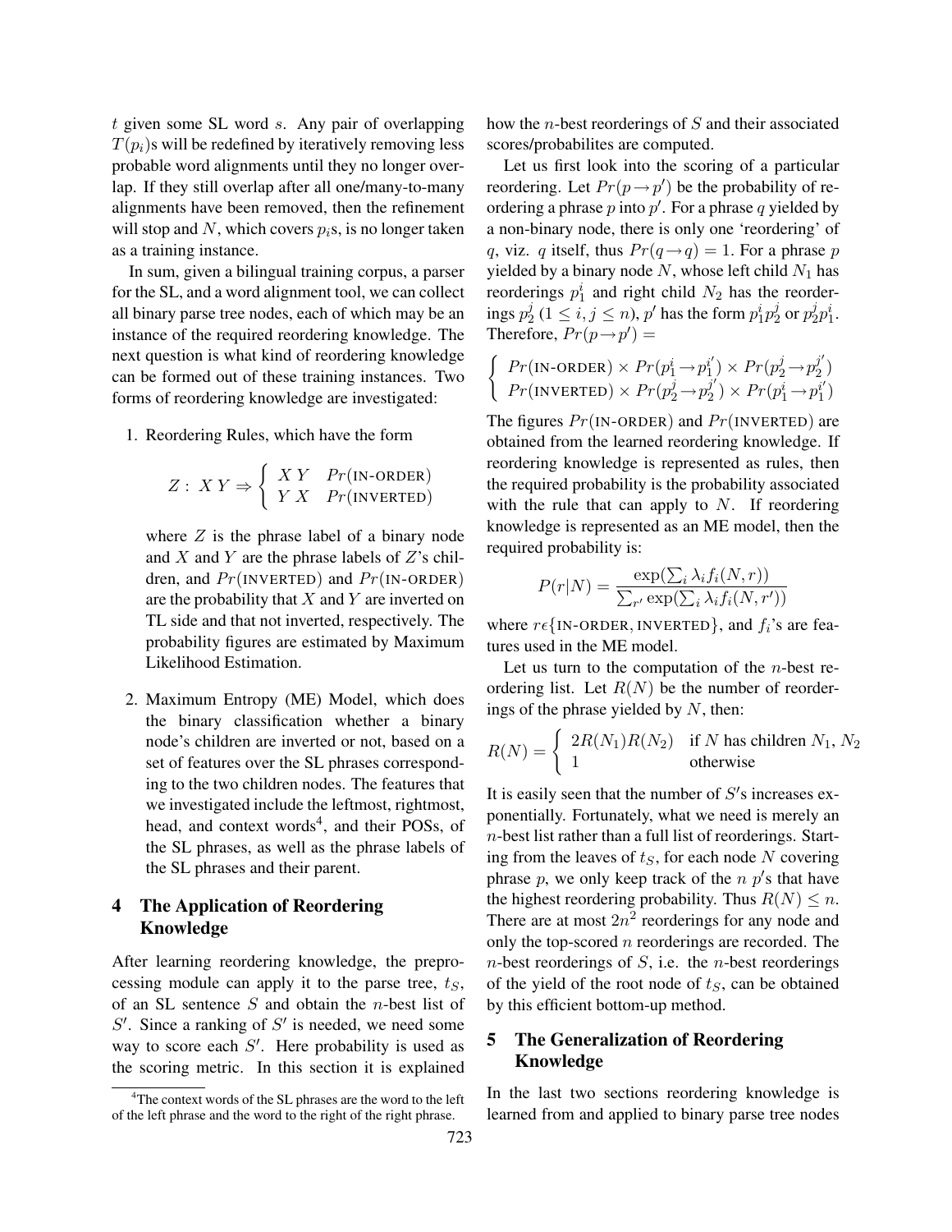$t$ given some SL word $s$. Any pair of overlapping $T(p_i)$s will be redefined by iteratively removing less probable word alignments until they no longer overlap. If they still overlap after all one/many-to-many alignments have been removed, then the refinement will stop and $N$, which covers $p_i$s, is no longer taken as a training instance.

In sum, given a bilingual training corpus, a parser for the SL, and a word alignment tool, we can collect all binary parse tree nodes, each of which may be an instance of the required reordering knowledge. The next question is what kind of reordering knowledge can be formed out of these training instances. Two forms of reordering knowledge are investigated:

1. Reordering Rules, which have the form

$$Z:\ X\ Y \Rightarrow \begin{cases} X\ Y & Pr(\text{IN-ORDER}) \\ Y\ X & Pr(\text{INVERTED}) \end{cases}$$

   where $Z$ is the phrase label of a binary node and $X$ and $Y$ are the phrase labels of $Z$'s children, and $Pr(\text{INVERTED})$ and $Pr(\text{IN-ORDER})$ are the probability that $X$ and $Y$ are inverted on TL side and that not inverted, respectively. The probability figures are estimated by Maximum Likelihood Estimation.

2. Maximum Entropy (ME) Model, which does the binary classification whether a binary node's children are inverted or not, based on a set of features over the SL phrases corresponding to the two children nodes. The features that we investigated include the leftmost, rightmost, head, and context words[4], and their POSs, of the SL phrases, as well as the phrase labels of the SL phrases and their parent.

## 4 The Application of Reordering Knowledge

After learning reordering knowledge, the preprocessing module can apply it to the parse tree, $t_S$, of an SL sentence $S$ and obtain the $n$-best list of $S'$. Since a ranking of $S'$ is needed, we need some way to score each $S'$. Here probability is used as the scoring metric. In this section it is explained how the $n$-best reorderings of $S$ and their associated scores/probabilites are computed.

Let us first look into the scoring of a particular reordering. Let $Pr(p \rightarrow p')$ be the probability of reordering a phrase $p$ into $p'$. For a phrase $q$ yielded by a non-binary node, there is only one 'reordering' of $q$, viz. $q$ itself, thus $Pr(q \rightarrow q) = 1$. For a phrase $p$ yielded by a binary node $N$, whose left child $N_1$ has reorderings $p_1^i$ and right child $N_2$ has the reorderings $p_2^j$ ($1 \leq i, j \leq n$), $p'$ has the form $p_1^i p_2^j$ or $p_2^j p_1^i$. Therefore, $Pr(p \rightarrow p') =$

$$\begin{cases} Pr(\text{IN-ORDER}) \times Pr(p_1^i \rightarrow p_1^{i'}) \times Pr(p_2^j \rightarrow p_2^{j'}) \\ Pr(\text{INVERTED}) \times Pr(p_2^j \rightarrow p_2^{j'}) \times Pr(p_1^i \rightarrow p_1^{i'}) \end{cases}$$

The figures $Pr(\text{IN-ORDER})$ and $Pr(\text{INVERTED})$ are obtained from the learned reordering knowledge. If reordering knowledge is represented as rules, then the required probability is the probability associated with the rule that can apply to $N$. If reordering knowledge is represented as an ME model, then the required probability is:

$$P(r|N) = \frac{\exp(\sum_i \lambda_i f_i(N, r))}{\sum_{r'} \exp(\sum_i \lambda_i f_i(N, r'))}$$

where $r \epsilon \{\text{IN-ORDER}, \text{INVERTED}\}$, and $f_i$'s are features used in the ME model.

Let us turn to the computation of the $n$-best reordering list. Let $R(N)$ be the number of reorderings of the phrase yielded by $N$, then:

$$R(N) = \begin{cases} 2R(N_1)R(N_2) & \text{if } N \text{ has children } N_1, N_2 \\ 1 & \text{otherwise} \end{cases}$$

It is easily seen that the number of $S'$s increases exponentially. Fortunately, what we need is merely an $n$-best list rather than a full list of reorderings. Starting from the leaves of $t_S$, for each node $N$ covering phrase $p$, we only keep track of the $n$ $p'$s that have the highest reordering probability. Thus $R(N) \leq n$. There are at most $2n^2$ reorderings for any node and only the top-scored $n$ reorderings are recorded. The $n$-best reorderings of $S$, i.e. the $n$-best reorderings of the yield of the root node of $t_S$, can be obtained by this efficient bottom-up method.

## 5 The Generalization of Reordering Knowledge

In the last two sections reordering knowledge is learned from and applied to binary parse tree nodes

[4] The context words of the SL phrases are the word to the left of the left phrase and the word to the right of the right phrase.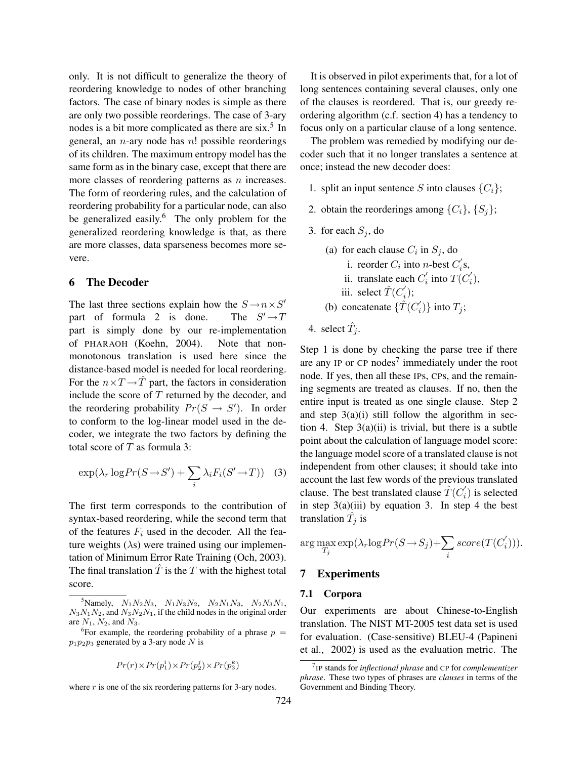only. It is not difficult to generalize the theory of reordering knowledge to nodes of other branching factors. The case of binary nodes is simple as there are only two possible reorderings. The case of 3-ary nodes is a bit more complicated as there are six.[5] In general, an $n$-ary node has $n!$ possible reorderings of its children. The maximum entropy model has the same form as in the binary case, except that there are more classes of reordering patterns as $n$ increases. The form of reordering rules, and the calculation of reordering probability for a particular node, can also be generalized easily.[6] The only problem for the generalized reordering knowledge is that, as there are more classes, data sparseness becomes more severe.

## 6 The Decoder

The last three sections explain how the $S \rightarrow n \times S'$ part of formula 2 is done. The $S' \rightarrow T$ part is simply done by our re-implementation of PHARAOH (Koehn, 2004). Note that non-monotonous translation is used here since the distance-based model is needed for local reordering. For the $n \times T \rightarrow \hat{T}$ part, the factors in consideration include the score of $T$ returned by the decoder, and the reordering probability $Pr(S \rightarrow S')$. In order to conform to the log-linear model used in the decoder, we integrate the two factors by defining the total score of $T$ as formula 3:

$$\exp(\lambda_r \log Pr(S \rightarrow S') + \sum_i \lambda_i F_i(S' \rightarrow T)) \quad (3)$$

The first term corresponds to the contribution of syntax-based reordering, while the second term that of the features $F_i$ used in the decoder. All the feature weights ($\lambda$s) were trained using our implementation of Minimum Error Rate Training (Och, 2003). The final translation $\hat{T}$ is the $T$ with the highest total score.

It is observed in pilot experiments that, for a lot of long sentences containing several clauses, only one of the clauses is reordered. That is, our greedy reordering algorithm (c.f. section 4) has a tendency to focus only on a particular clause of a long sentence.

The problem was remedied by modifying our decoder such that it no longer translates a sentence at once; instead the new decoder does:

1. split an input sentence $S$ into clauses $\{C_i\}$;
2. obtain the reorderings among $\{C_i\}$, $\{S_j\}$;
3. for each $S_j$, do
   (a) for each clause $C_i$ in $S_j$, do
      i. reorder $C_i$ into $n$-best $C_i'$s,
      ii. translate each $C_i'$ into $T(C_i')$,
      iii. select $\hat{T}(C_i')$;
   (b) concatenate $\{\hat{T}(C_i')\}$ into $T_j$;
4. select $\hat{T}_j$.

Step 1 is done by checking the parse tree if there are any IP or CP nodes[7] immediately under the root node. If yes, then all these IPs, CPs, and the remaining segments are treated as clauses. If no, then the entire input is treated as one single clause. Step 2 and step 3(a)(i) still follow the algorithm in section 4. Step 3(a)(ii) is trivial, but there is a subtle point about the calculation of language model score: the language model score of a translated clause is not independent from other clauses; it should take into account the last few words of the previous translated clause. The best translated clause $\hat{T}(C_i')$ is selected in step 3(a)(iii) by equation 3. In step 4 the best translation $\hat{T}_j$ is

$$\arg\max_{T_j} \exp(\lambda_r \log Pr(S \rightarrow S_j) + \sum_i score(T(C_i'))).$$

## 7 Experiments

### 7.1 Corpora

Our experiments are about Chinese-to-English translation. The NIST MT-2005 test data set is used for evaluation. (Case-sensitive) BLEU-4 (Papineni et al., 2002) is used as the evaluation metric. The

---

[5] Namely, $N_1N_2N_3$, $N_1N_3N_2$, $N_2N_1N_3$, $N_2N_3N_1$, $N_3N_1N_2$, and $N_3N_2N_1$, if the child nodes in the original order are $N_1$, $N_2$, and $N_3$.

[6] For example, the reordering probability of a phrase $p = p_1p_2p_3$ generated by a 3-ary node $N$ is

$$Pr(r) \times Pr(p_1^i) \times Pr(p_2^j) \times Pr(p_3^k)$$

where $r$ is one of the six reordering patterns for 3-ary nodes.

[7] IP stands for *inflectional phrase* and CP for *complementizer phrase*. These two types of phrases are *clauses* in terms of the Government and Binding Theory.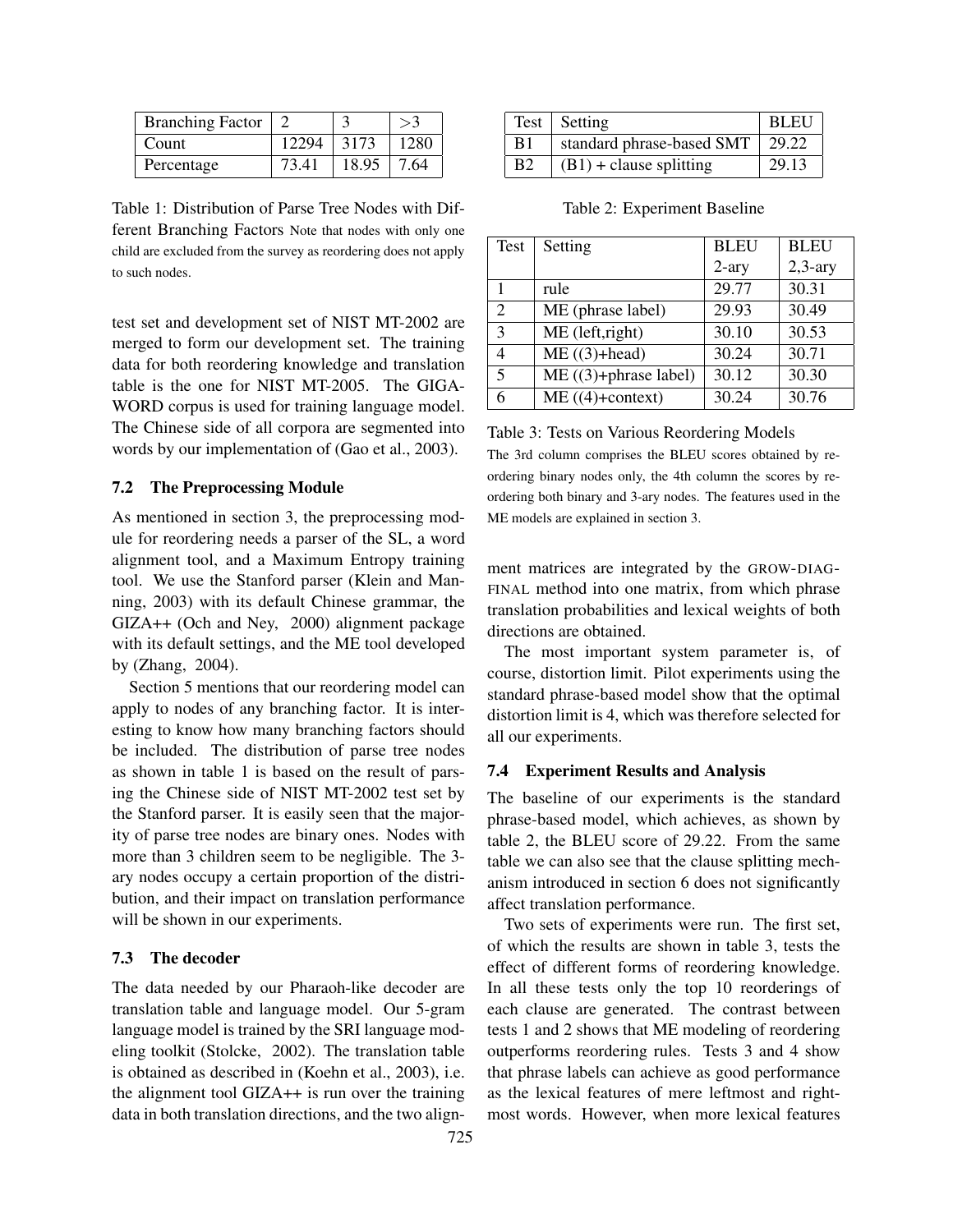| Branching Factor | 2 | 3 | >3 |
|---|---|---|---|
| Count | 12294 | 3173 | 1280 |
| Percentage | 73.41 | 18.95 | 7.64 |

Table 1: Distribution of Parse Tree Nodes with Different Branching Factors Note that nodes with only one child are excluded from the survey as reordering does not apply to such nodes.

test set and development set of NIST MT-2002 are merged to form our development set. The training data for both reordering knowledge and translation table is the one for NIST MT-2005. The GIGAWORD corpus is used for training language model. The Chinese side of all corpora are segmented into words by our implementation of (Gao et al., 2003).

### 7.2 The Preprocessing Module

As mentioned in section 3, the preprocessing module for reordering needs a parser of the SL, a word alignment tool, and a Maximum Entropy training tool. We use the Stanford parser (Klein and Manning, 2003) with its default Chinese grammar, the GIZA++ (Och and Ney, 2000) alignment package with its default settings, and the ME tool developed by (Zhang, 2004).

Section 5 mentions that our reordering model can apply to nodes of any branching factor. It is interesting to know how many branching factors should be included. The distribution of parse tree nodes as shown in table 1 is based on the result of parsing the Chinese side of NIST MT-2002 test set by the Stanford parser. It is easily seen that the majority of parse tree nodes are binary ones. Nodes with more than 3 children seem to be negligible. The 3-ary nodes occupy a certain proportion of the distribution, and their impact on translation performance will be shown in our experiments.

### 7.3 The decoder

The data needed by our Pharaoh-like decoder are translation table and language model. Our 5-gram language model is trained by the SRI language modeling toolkit (Stolcke, 2002). The translation table is obtained as described in (Koehn et al., 2003), i.e. the alignment tool GIZA++ is run over the training data in both translation directions, and the two alignment matrices are integrated by the GROW-DIAG-FINAL method into one matrix, from which phrase translation probabilities and lexical weights of both directions are obtained.

The most important system parameter is, of course, distortion limit. Pilot experiments using the standard phrase-based model show that the optimal distortion limit is 4, which was therefore selected for all our experiments.

| Test | Setting | BLEU |
|---|---|---|
| B1 | standard phrase-based SMT | 29.22 |
| B2 | (B1) + clause splitting | 29.13 |

Table 2: Experiment Baseline

| Test | Setting | BLEU 2-ary | BLEU 2,3-ary |
|---|---|---|---|
| 1 | rule | 29.77 | 30.31 |
| 2 | ME (phrase label) | 29.93 | 30.49 |
| 3 | ME (left,right) | 30.10 | 30.53 |
| 4 | ME ((3)+head) | 30.24 | 30.71 |
| 5 | ME ((3)+phrase label) | 30.12 | 30.30 |
| 6 | ME ((4)+context) | 30.24 | 30.76 |

Table 3: Tests on Various Reordering Models
The 3rd column comprises the BLEU scores obtained by reordering binary nodes only, the 4th column the scores by reordering both binary and 3-ary nodes. The features used in the ME models are explained in section 3.

### 7.4 Experiment Results and Analysis

The baseline of our experiments is the standard phrase-based model, which achieves, as shown by table 2, the BLEU score of 29.22. From the same table we can also see that the clause splitting mechanism introduced in section 6 does not significantly affect translation performance.

Two sets of experiments were run. The first set, of which the results are shown in table 3, tests the effect of different forms of reordering knowledge. In all these tests only the top 10 reorderings of each clause are generated. The contrast between tests 1 and 2 shows that ME modeling of reordering outperforms reordering rules. Tests 3 and 4 show that phrase labels can achieve as good performance as the lexical features of mere leftmost and rightmost words. However, when more lexical features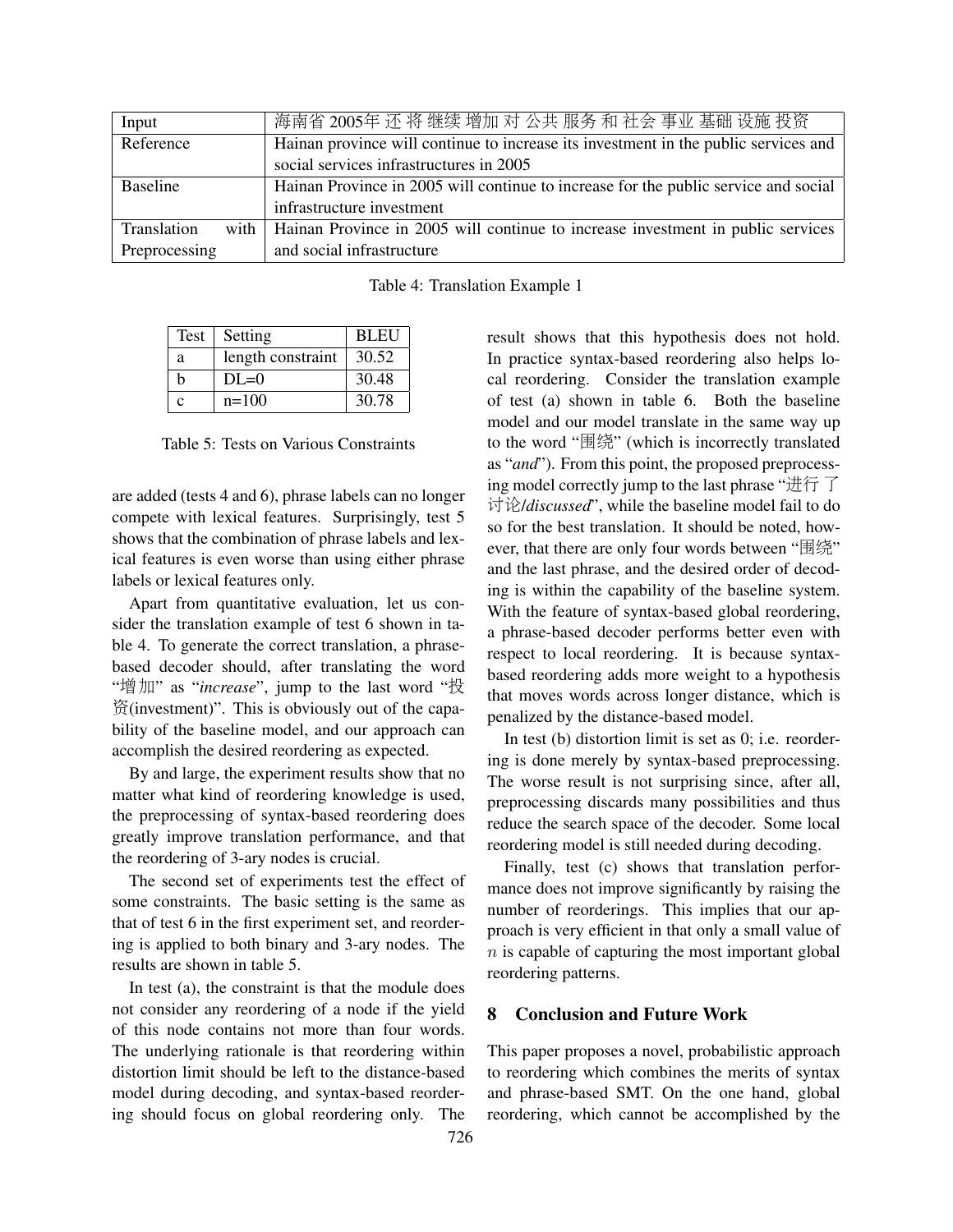| Input | 海南省 2005年 还 将 继续 增加 对 公共 服务 和 社会 事业 基础 设施 投资 |
|---|---|
| Reference | Hainan province will continue to increase its investment in the public services and social services infrastructures in 2005 |
| Baseline | Hainan Province in 2005 will continue to increase for the public service and social infrastructure investment |
| Translation with Preprocessing | Hainan Province in 2005 will continue to increase investment in public services and social infrastructure |

Table 4: Translation Example 1

| Test | Setting | BLEU |
|---|---|---|
| a | length constraint | 30.52 |
| b | DL=0 | 30.48 |
| c | n=100 | 30.78 |

Table 5: Tests on Various Constraints

are added (tests 4 and 6), phrase labels can no longer compete with lexical features. Surprisingly, test 5 shows that the combination of phrase labels and lexical features is even worse than using either phrase labels or lexical features only.

Apart from quantitative evaluation, let us consider the translation example of test 6 shown in table 4. To generate the correct translation, a phrase-based decoder should, after translating the word "增加" as "*increase*", jump to the last word "投资(investment)". This is obviously out of the capability of the baseline model, and our approach can accomplish the desired reordering as expected.

By and large, the experiment results show that no matter what kind of reordering knowledge is used, the preprocessing of syntax-based reordering does greatly improve translation performance, and that the reordering of 3-ary nodes is crucial.

The second set of experiments test the effect of some constraints. The basic setting is the same as that of test 6 in the first experiment set, and reordering is applied to both binary and 3-ary nodes. The results are shown in table 5.

In test (a), the constraint is that the module does not consider any reordering of a node if the yield of this node contains not more than four words. The underlying rationale is that reordering within distortion limit should be left to the distance-based model during decoding, and syntax-based reordering should focus on global reordering only. The result shows that this hypothesis does not hold. In practice syntax-based reordering also helps local reordering. Consider the translation example of test (a) shown in table 6. Both the baseline model and our model translate in the same way up to the word "围绕" (which is incorrectly translated as "*and*"). From this point, the proposed preprocessing model correctly jump to the last phrase "进行 了 讨论/*discussed*", while the baseline model fail to do so for the best translation. It should be noted, however, that there are only four words between "围绕" and the last phrase, and the desired order of decoding is within the capability of the baseline system. With the feature of syntax-based global reordering, a phrase-based decoder performs better even with respect to local reordering. It is because syntax-based reordering adds more weight to a hypothesis that moves words across longer distance, which is penalized by the distance-based model.

In test (b) distortion limit is set as 0; i.e. reordering is done merely by syntax-based preprocessing. The worse result is not surprising since, after all, preprocessing discards many possibilities and thus reduce the search space of the decoder. Some local reordering model is still needed during decoding.

Finally, test (c) shows that translation performance does not improve significantly by raising the number of reorderings. This implies that our approach is very efficient in that only a small value of $n$ is capable of capturing the most important global reordering patterns.

## 8 Conclusion and Future Work

This paper proposes a novel, probabilistic approach to reordering which combines the merits of syntax and phrase-based SMT. On the one hand, global reordering, which cannot be accomplished by the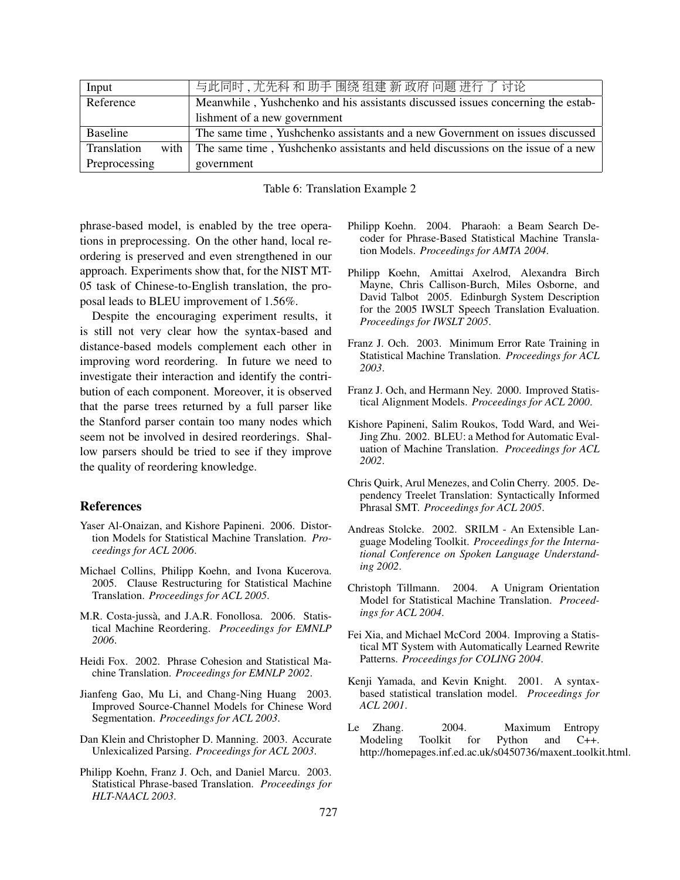| | |
|---|---|
| Input | 与此同时 , 尤先科 和 助手 围绕 组建 新 政府 问题 进行 了 讨论 |
| Reference | Meanwhile , Yushchenko and his assistants discussed issues concerning the establishment of a new government |
| Baseline | The same time , Yushchenko assistants and a new Government on issues discussed |
| Translation with Preprocessing | The same time , Yushchenko assistants and held discussions on the issue of a new government |

Table 6: Translation Example 2

phrase-based model, is enabled by the tree operations in preprocessing. On the other hand, local reordering is preserved and even strengthened in our approach. Experiments show that, for the NIST MT-05 task of Chinese-to-English translation, the proposal leads to BLEU improvement of 1.56%.

Despite the encouraging experiment results, it is still not very clear how the syntax-based and distance-based models complement each other in improving word reordering. In future we need to investigate their interaction and identify the contribution of each component. Moreover, it is observed that the parse trees returned by a full parser like the Stanford parser contain too many nodes which seem not be involved in desired reorderings. Shallow parsers should be tried to see if they improve the quality of reordering knowledge.

## References

Yaser Al-Onaizan, and Kishore Papineni. 2006. Distortion Models for Statistical Machine Translation. *Proceedings for ACL 2006*.

Michael Collins, Philipp Koehn, and Ivona Kucerova. 2005. Clause Restructuring for Statistical Machine Translation. *Proceedings for ACL 2005*.

M.R. Costa-jussà, and J.A.R. Fonollosa. 2006. Statistical Machine Reordering. *Proceedings for EMNLP 2006*.

Heidi Fox. 2002. Phrase Cohesion and Statistical Machine Translation. *Proceedings for EMNLP 2002*.

Jianfeng Gao, Mu Li, and Chang-Ning Huang 2003. Improved Source-Channel Models for Chinese Word Segmentation. *Proceedings for ACL 2003*.

Dan Klein and Christopher D. Manning. 2003. Accurate Unlexicalized Parsing. *Proceedings for ACL 2003*.

Philipp Koehn, Franz J. Och, and Daniel Marcu. 2003. Statistical Phrase-based Translation. *Proceedings for HLT-NAACL 2003*.

Philipp Koehn. 2004. Pharaoh: a Beam Search Decoder for Phrase-Based Statistical Machine Translation Models. *Proceedings for AMTA 2004*.

Philipp Koehn, Amittai Axelrod, Alexandra Birch Mayne, Chris Callison-Burch, Miles Osborne, and David Talbot 2005. Edinburgh System Description for the 2005 IWSLT Speech Translation Evaluation. *Proceedings for IWSLT 2005*.

Franz J. Och. 2003. Minimum Error Rate Training in Statistical Machine Translation. *Proceedings for ACL 2003*.

Franz J. Och, and Hermann Ney. 2000. Improved Statistical Alignment Models. *Proceedings for ACL 2000*.

Kishore Papineni, Salim Roukos, Todd Ward, and Wei-Jing Zhu. 2002. BLEU: a Method for Automatic Evaluation of Machine Translation. *Proceedings for ACL 2002*.

Chris Quirk, Arul Menezes, and Colin Cherry. 2005. Dependency Treelet Translation: Syntactically Informed Phrasal SMT. *Proceedings for ACL 2005*.

Andreas Stolcke. 2002. SRILM - An Extensible Language Modeling Toolkit. *Proceedings for the International Conference on Spoken Language Understanding 2002*.

Christoph Tillmann. 2004. A Unigram Orientation Model for Statistical Machine Translation. *Proceedings for ACL 2004*.

Fei Xia, and Michael McCord 2004. Improving a Statistical MT System with Automatically Learned Rewrite Patterns. *Proceedings for COLING 2004*.

Kenji Yamada, and Kevin Knight. 2001. A syntax-based statistical translation model. *Proceedings for ACL 2001*.

Le Zhang. 2004. Maximum Entropy Modeling Toolkit for Python and C++. http://homepages.inf.ed.ac.uk/s0450736/maxent_toolkit.html.